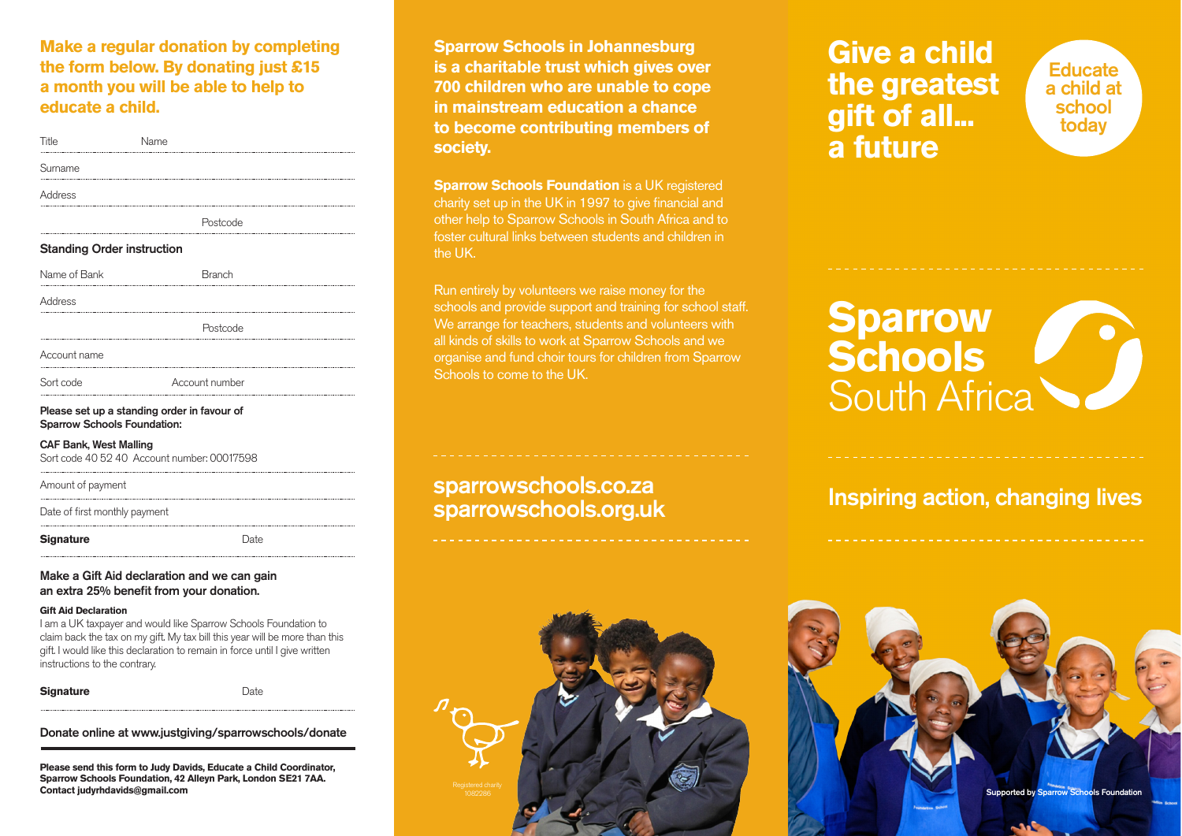## Make a regular donation by completing the form below. By donating just £15 a month you will be able to help to educate a child.

Title Name

Surname

Address

Postcode

### Standing Order instruction

Name of Bank Branch

Address

Postcode

Account name

Sort code Account number

**Please set up a standing order in favour of Sparrow Schools Foundation:**

**CAF Bank, West Malling**
Sort code 40 52 40 Account number: 00017598

Amount of payment

Date of first monthly payment

**Signature** Date

**Make a Gift Aid declaration and we can gain an extra 25% benefit from your donation.**

**Gift Aid Declaration**
I am a UK taxpayer and would like Sparrow Schools Foundation to claim back the tax on my gift. My tax bill this year will be more than this gift. I would like this declaration to remain in force until I give written instructions to the contrary.

**Signature** Date

**Donate online at www.justgiving/sparrowschools/donate**

**Please send this form to Judy Davids, Educate a Child Coordinator, Sparrow Schools Foundation, 42 Alleyn Park, London SE21 7AA. Contact judyrhdavids@gmail.com**

**Sparrow Schools in Johannesburg is a charitable trust which gives over 700 children who are unable to cope in mainstream education a chance to become contributing members of society.**

**Sparrow Schools Foundation** is a UK registered charity set up in the UK in 1997 to give financial and other help to Sparrow Schools in South Africa and to foster cultural links between students and children in the UK.

Run entirely by volunteers we raise money for the schools and provide support and training for school staff. We arrange for teachers, students and volunteers with all kinds of skills to work at Sparrow Schools and we organise and fund choir tours for children from Sparrow Schools to come to the UK.

## sparrowschools.co.za
## sparrowschools.org.uk

Registered charity 1082286

# Give a child the greatest gift of all... a future

Educate a child at school today

# Sparrow Schools South Africa

## Inspiring action, changing lives

Supported by Sparrow Schools Foundation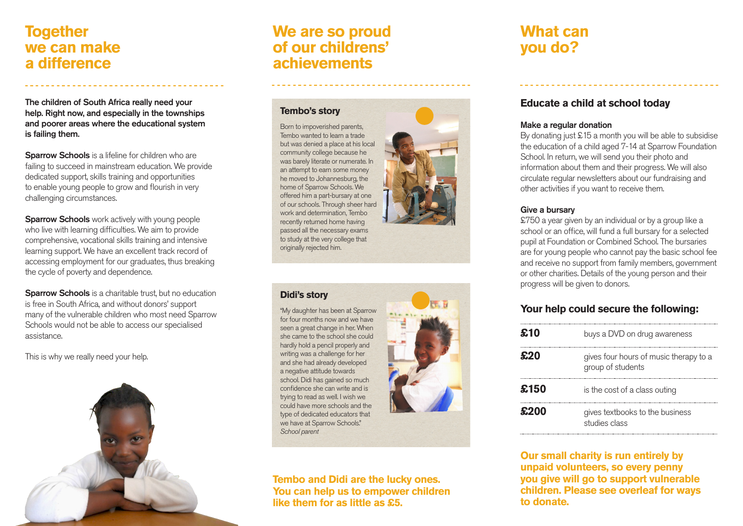# Together we can make a difference

**The children of South Africa really need your help. Right now, and especially in the townships and poorer areas where the educational system is failing them.**

**Sparrow Schools** is a lifeline for children who are failing to succeed in mainstream education. We provide dedicated support, skills training and opportunities to enable young people to grow and flourish in very challenging circumstances.

**Sparrow Schools** work actively with young people who live with learning difficulties. We aim to provide comprehensive, vocational skills training and intensive learning support. We have an excellent track record of accessing employment for our graduates, thus breaking the cycle of poverty and dependence.

**Sparrow Schools** is a charitable trust, but no education is free in South Africa, and without donors' support many of the vulnerable children who most need Sparrow Schools would not be able to access our specialised assistance.

This is why we really need your help.

# We are so proud of our childrens' achievements

### Tembo's story

Born to impoverished parents, Tembo wanted to learn a trade but was denied a place at his local community college because he was barely literate or numerate. In an attempt to earn some money he moved to Johannesburg, the home of Sparrow Schools. We offered him a part-bursary at one of our schools. Through sheer hard work and determination, Tembo recently returned home having passed all the necessary exams to study at the very college that originally rejected him.

### Didi's story

"My daughter has been at Sparrow for four months now and we have seen a great change in her. When she came to the school she could hardly hold a pencil properly and writing was a challenge for her and she had already developed a negative attitude towards school. Didi has gained so much confidence she can write and is trying to read as well. I wish we could have more schools and the type of dedicated educators that we have at Sparrow Schools."
*School parent*

**Tembo and Didi are the lucky ones. You can help us to empower children like them for as little as £5.**

# What can you do?

## Educate a child at school today

**Make a regular donation**

By donating just £15 a month you will be able to subsidise the education of a child aged 7-14 at Sparrow Foundation School. In return, we will send you their photo and information about them and their progress. We will also circulate regular newsletters about our fundraising and other activities if you want to receive them.

**Give a bursary**

£750 a year given by an individual or by a group like a school or an office, will fund a full bursary for a selected pupil at Foundation or Combined School. The bursaries are for young people who cannot pay the basic school fee and receive no support from family members, government or other charities. Details of the young person and their progress will be given to donors.

## Your help could secure the following:

| | |
|---|---|
| **£10** | buys a DVD on drug awareness |
| **£20** | gives four hours of music therapy to a group of students |
| **£150** | is the cost of a class outing |
| **£200** | gives textbooks to the business studies class |

**Our small charity is run entirely by unpaid volunteers, so every penny you give will go to support vulnerable children. Please see overleaf for ways to donate.**